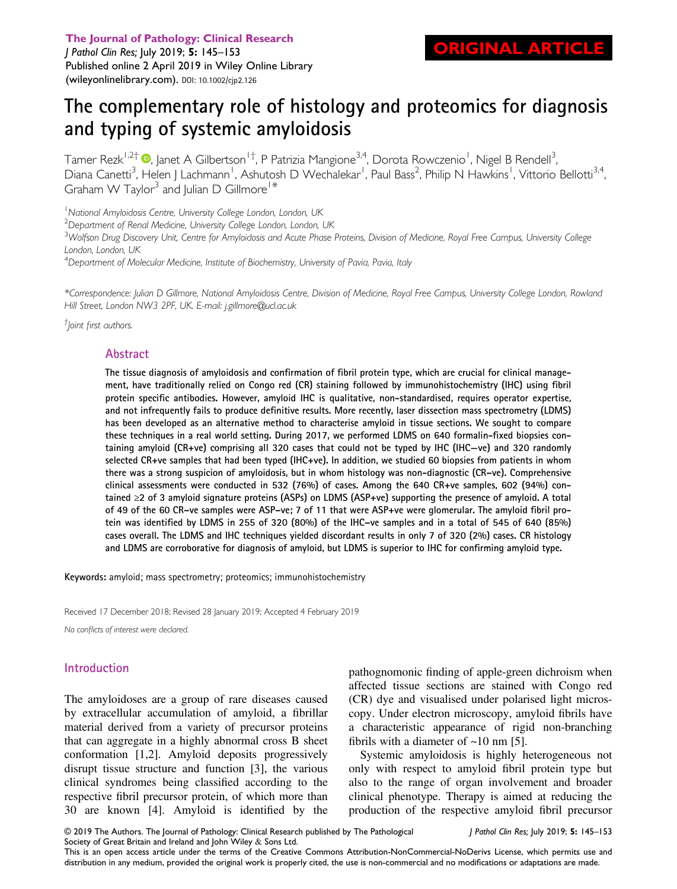ORIGINAL ARTICLE

# The complementary role of histology and proteomics for diagnosis and typing of systemic amyloidosis

Tamer Rezk[1,2†], Janet A Gilbertson[1†], P Patrizia Mangione[3,4], Dorota Rowczenio[1], Nigel B Rendell[3], Diana Canetti[3], Helen J Lachmann[1], Ashutosh D Wechalekar[1], Paul Bass[2], Philip N Hawkins[1], Vittorio Bellotti[3,4], Graham W Taylor[3] and Julian D Gillmore[1*]

[1] National Amyloidosis Centre, University College London, London, UK

[2] Department of Renal Medicine, University College London, London, UK

[3] Wolfson Drug Discovery Unit, Centre for Amyloidosis and Acute Phase Proteins, Division of Medicine, Royal Free Campus, University College London, London, UK

[4] Department of Molecular Medicine, Institute of Biochemistry, University of Pavia, Pavia, Italy

*Correspondence: Julian D Gillmore, National Amyloidosis Centre, Division of Medicine, Royal Free Campus, University College London, Rowland Hill Street, London NW3 2PF, UK. E-mail: j.gillmore@ucl.ac.uk

† Joint first authors.

## Abstract

**The tissue diagnosis of amyloidosis and confirmation of fibril protein type, which are crucial for clinical management, have traditionally relied on Congo red (CR) staining followed by immunohistochemistry (IHC) using fibril protein specific antibodies. However, amyloid IHC is qualitative, non-standardised, requires operator expertise, and not infrequently fails to produce definitive results. More recently, laser dissection mass spectrometry (LDMS) has been developed as an alternative method to characterise amyloid in tissue sections. We sought to compare these techniques in a real world setting. During 2017, we performed LDMS on 640 formalin-fixed biopsies containing amyloid (CR+ve) comprising all 320 cases that could not be typed by IHC (IHC−ve) and 320 randomly selected CR+ve samples that had been typed (IHC+ve). In addition, we studied 60 biopsies from patients in whom there was a strong suspicion of amyloidosis, but in whom histology was non-diagnostic (CR−ve). Comprehensive clinical assessments were conducted in 532 (76%) of cases. Among the 640 CR+ve samples, 602 (94%) contained ≥2 of 3 amyloid signature proteins (ASPs) on LDMS (ASP+ve) supporting the presence of amyloid. A total of 49 of the 60 CR−ve samples were ASP−ve; 7 of 11 that were ASP+ve were glomerular. The amyloid fibril protein was identified by LDMS in 255 of 320 (80%) of the IHC−ve samples and in a total of 545 of 640 (85%) cases overall. The LDMS and IHC techniques yielded discordant results in only 7 of 320 (2%) cases. CR histology and LDMS are corroborative for diagnosis of amyloid, but LDMS is superior to IHC for confirming amyloid type.**

**Keywords:** amyloid; mass spectrometry; proteomics; immunohistochemistry

Received 17 December 2018; Revised 28 January 2019; Accepted 4 February 2019

*No conflicts of interest were declared.*

## Introduction

The amyloidoses are a group of rare diseases caused by extracellular accumulation of amyloid, a fibrillar material derived from a variety of precursor proteins that can aggregate in a highly abnormal cross B sheet conformation [1,2]. Amyloid deposits progressively disrupt tissue structure and function [3], the various clinical syndromes being classified according to the respective fibril precursor protein, of which more than 30 are known [4]. Amyloid is identified by the pathognomonic finding of apple-green dichroism when affected tissue sections are stained with Congo red (CR) dye and visualised under polarised light microscopy. Under electron microscopy, amyloid fibrils have a characteristic appearance of rigid non-branching fibrils with a diameter of ~10 nm [5].

Systemic amyloidosis is highly heterogeneous not only with respect to amyloid fibril protein type but also to the range of organ involvement and broader clinical phenotype. Therapy is aimed at reducing the production of the respective amyloid fibril precursor

© 2019 The Authors. The Journal of Pathology: Clinical Research published by The Pathological Society of Great Britain and Ireland and John Wiley & Sons Ltd.
This is an open access article under the terms of the Creative Commons Attribution-NonCommercial-NoDerivs License, which permits use and distribution in any medium, provided the original work is properly cited, the use is non-commercial and no modifications or adaptations are made.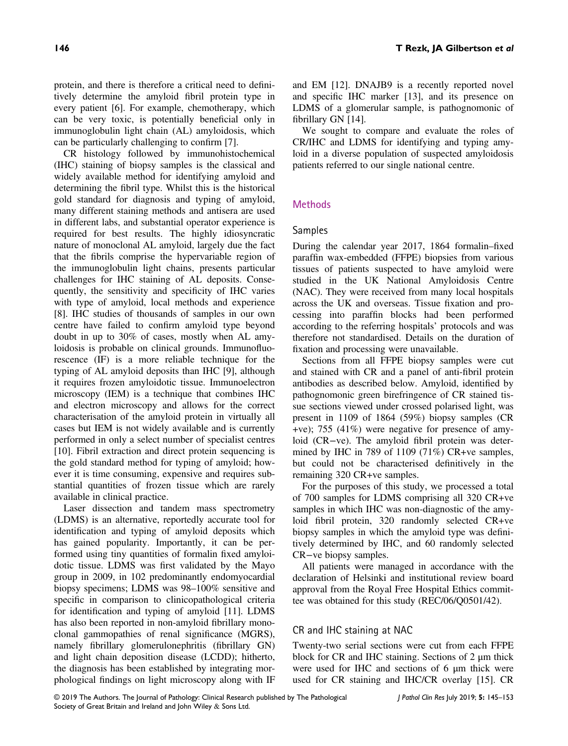protein, and there is therefore a critical need to definitively determine the amyloid fibril protein type in every patient [6]. For example, chemotherapy, which can be very toxic, is potentially beneficial only in immunoglobulin light chain (AL) amyloidosis, which can be particularly challenging to confirm [7].

CR histology followed by immunohistochemical (IHC) staining of biopsy samples is the classical and widely available method for identifying amyloid and determining the fibril type. Whilst this is the historical gold standard for diagnosis and typing of amyloid, many different staining methods and antisera are used in different labs, and substantial operator experience is required for best results. The highly idiosyncratic nature of monoclonal AL amyloid, largely due the fact that the fibrils comprise the hypervariable region of the immunoglobulin light chains, presents particular challenges for IHC staining of AL deposits. Consequently, the sensitivity and specificity of IHC varies with type of amyloid, local methods and experience [8]. IHC studies of thousands of samples in our own centre have failed to confirm amyloid type beyond doubt in up to 30% of cases, mostly when AL amyloidosis is probable on clinical grounds. Immunofluorescence (IF) is a more reliable technique for the typing of AL amyloid deposits than IHC [9], although it requires frozen amyloidotic tissue. Immunoelectron microscopy (IEM) is a technique that combines IHC and electron microscopy and allows for the correct characterisation of the amyloid protein in virtually all cases but IEM is not widely available and is currently performed in only a select number of specialist centres [10]. Fibril extraction and direct protein sequencing is the gold standard method for typing of amyloid; however it is time consuming, expensive and requires substantial quantities of frozen tissue which are rarely available in clinical practice.

Laser dissection and tandem mass spectrometry (LDMS) is an alternative, reportedly accurate tool for identification and typing of amyloid deposits which has gained popularity. Importantly, it can be performed using tiny quantities of formalin fixed amyloidotic tissue. LDMS was first validated by the Mayo group in 2009, in 102 predominantly endomyocardial biopsy specimens; LDMS was 98–100% sensitive and specific in comparison to clinicopathological criteria for identification and typing of amyloid [11]. LDMS has also been reported in non-amyloid fibrillary monoclonal gammopathies of renal significance (MGRS), namely fibrillary glomerulonephritis (fibrillary GN) and light chain deposition disease (LCDD); hitherto, the diagnosis has been established by integrating morphological findings on light microscopy along with IF and EM [12]. DNAJB9 is a recently reported novel and specific IHC marker [13], and its presence on LDMS of a glomerular sample, is pathognomonic of fibrillary GN [14].

We sought to compare and evaluate the roles of CR/IHC and LDMS for identifying and typing amyloid in a diverse population of suspected amyloidosis patients referred to our single national centre.

## Methods

### Samples

During the calendar year 2017, 1864 formalin–fixed paraffin wax-embedded (FFPE) biopsies from various tissues of patients suspected to have amyloid were studied in the UK National Amyloidosis Centre (NAC). They were received from many local hospitals across the UK and overseas. Tissue fixation and processing into paraffin blocks had been performed according to the referring hospitals' protocols and was therefore not standardised. Details on the duration of fixation and processing were unavailable.

Sections from all FFPE biopsy samples were cut and stained with CR and a panel of anti-fibril protein antibodies as described below. Amyloid, identified by pathognomonic green birefringence of CR stained tissue sections viewed under crossed polarised light, was present in 1109 of 1864 (59%) biopsy samples (CR +ve); 755 (41%) were negative for presence of amyloid (CR−ve). The amyloid fibril protein was determined by IHC in 789 of 1109 (71%) CR+ve samples, but could not be characterised definitively in the remaining 320 CR+ve samples.

For the purposes of this study, we processed a total of 700 samples for LDMS comprising all 320 CR+ve samples in which IHC was non-diagnostic of the amyloid fibril protein, 320 randomly selected CR+ve biopsy samples in which the amyloid type was definitively determined by IHC, and 60 randomly selected CR−ve biopsy samples.

All patients were managed in accordance with the declaration of Helsinki and institutional review board approval from the Royal Free Hospital Ethics committee was obtained for this study (REC/06/Q0501/42).

### CR and IHC staining at NAC

Twenty-two serial sections were cut from each FFPE block for CR and IHC staining. Sections of 2 μm thick were used for IHC and sections of 6 μm thick were used for CR staining and IHC/CR overlay [15]. CR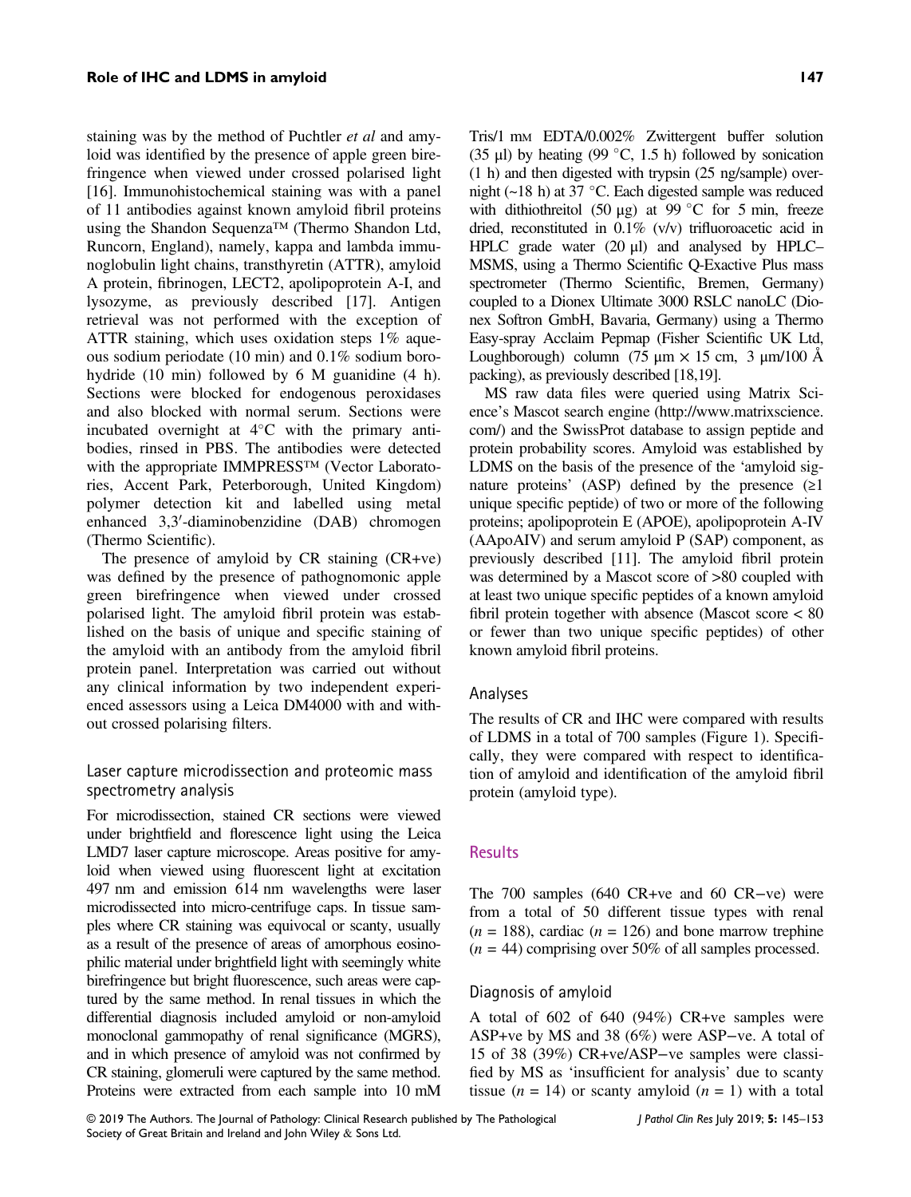staining was by the method of Puchtler *et al* and amyloid was identified by the presence of apple green birefringence when viewed under crossed polarised light [16]. Immunohistochemical staining was with a panel of 11 antibodies against known amyloid fibril proteins using the Shandon Sequenza™ (Thermo Shandon Ltd, Runcorn, England), namely, kappa and lambda immunoglobulin light chains, transthyretin (ATTR), amyloid A protein, fibrinogen, LECT2, apolipoprotein A-I, and lysozyme, as previously described [17]. Antigen retrieval was not performed with the exception of ATTR staining, which uses oxidation steps 1% aqueous sodium periodate (10 min) and 0.1% sodium borohydride (10 min) followed by 6 M guanidine (4 h). Sections were blocked for endogenous peroxidases and also blocked with normal serum. Sections were incubated overnight at 4°C with the primary antibodies, rinsed in PBS. The antibodies were detected with the appropriate IMMPRESS™ (Vector Laboratories, Accent Park, Peterborough, United Kingdom) polymer detection kit and labelled using metal enhanced 3,3′-diaminobenzidine (DAB) chromogen (Thermo Scientific).

The presence of amyloid by CR staining (CR+ve) was defined by the presence of pathognomonic apple green birefringence when viewed under crossed polarised light. The amyloid fibril protein was established on the basis of unique and specific staining of the amyloid with an antibody from the amyloid fibril protein panel. Interpretation was carried out without any clinical information by two independent experienced assessors using a Leica DM4000 with and without crossed polarising filters.

### Laser capture microdissection and proteomic mass spectrometry analysis

For microdissection, stained CR sections were viewed under brightfield and florescence light using the Leica LMD7 laser capture microscope. Areas positive for amyloid when viewed using fluorescent light at excitation 497 nm and emission 614 nm wavelengths were laser microdissected into micro-centrifuge caps. In tissue samples where CR staining was equivocal or scanty, usually as a result of the presence of areas of amorphous eosinophilic material under brightfield light with seemingly white birefringence but bright fluorescence, such areas were captured by the same method. In renal tissues in which the differential diagnosis included amyloid or non-amyloid monoclonal gammopathy of renal significance (MGRS), and in which presence of amyloid was not confirmed by CR staining, glomeruli were captured by the same method. Proteins were extracted from each sample into 10 mM Tris/1 mM EDTA/0.002% Zwittergent buffer solution (35 μl) by heating (99 °C, 1.5 h) followed by sonication (1 h) and then digested with trypsin (25 ng/sample) overnight (~18 h) at 37 °C. Each digested sample was reduced with dithiothreitol (50 μg) at 99 °C for 5 min, freeze dried, reconstituted in 0.1% (v/v) trifluoroacetic acid in HPLC grade water (20 μl) and analysed by HPLC–MSMS, using a Thermo Scientific Q-Exactive Plus mass spectrometer (Thermo Scientific, Bremen, Germany) coupled to a Dionex Ultimate 3000 RSLC nanoLC (Dionex Softron GmbH, Bavaria, Germany) using a Thermo Easy-spray Acclaim Pepmap (Fisher Scientific UK Ltd, Loughborough) column (75 μm × 15 cm, 3 μm/100 Å packing), as previously described [18,19].

MS raw data files were queried using Matrix Science's Mascot search engine (http://www.matrixscience.com/) and the SwissProt database to assign peptide and protein probability scores. Amyloid was established by LDMS on the basis of the presence of the 'amyloid signature proteins' (ASP) defined by the presence (≥1 unique specific peptide) of two or more of the following proteins; apolipoprotein E (APOE), apolipoprotein A-IV (AApoAIV) and serum amyloid P (SAP) component, as previously described [11]. The amyloid fibril protein was determined by a Mascot score of >80 coupled with at least two unique specific peptides of a known amyloid fibril protein together with absence (Mascot score < 80 or fewer than two unique specific peptides) of other known amyloid fibril proteins.

### Analyses

The results of CR and IHC were compared with results of LDMS in a total of 700 samples (Figure 1). Specifically, they were compared with respect to identification of amyloid and identification of the amyloid fibril protein (amyloid type).

## Results

The 700 samples (640 CR+ve and 60 CR−ve) were from a total of 50 different tissue types with renal ($n$ = 188), cardiac ($n$ = 126) and bone marrow trephine ($n$ = 44) comprising over 50% of all samples processed.

### Diagnosis of amyloid

A total of 602 of 640 (94%) CR+ve samples were ASP+ve by MS and 38 (6%) were ASP−ve. A total of 15 of 38 (39%) CR+ve/ASP−ve samples were classified by MS as 'insufficient for analysis' due to scanty tissue ($n$ = 14) or scanty amyloid ($n$ = 1) with a total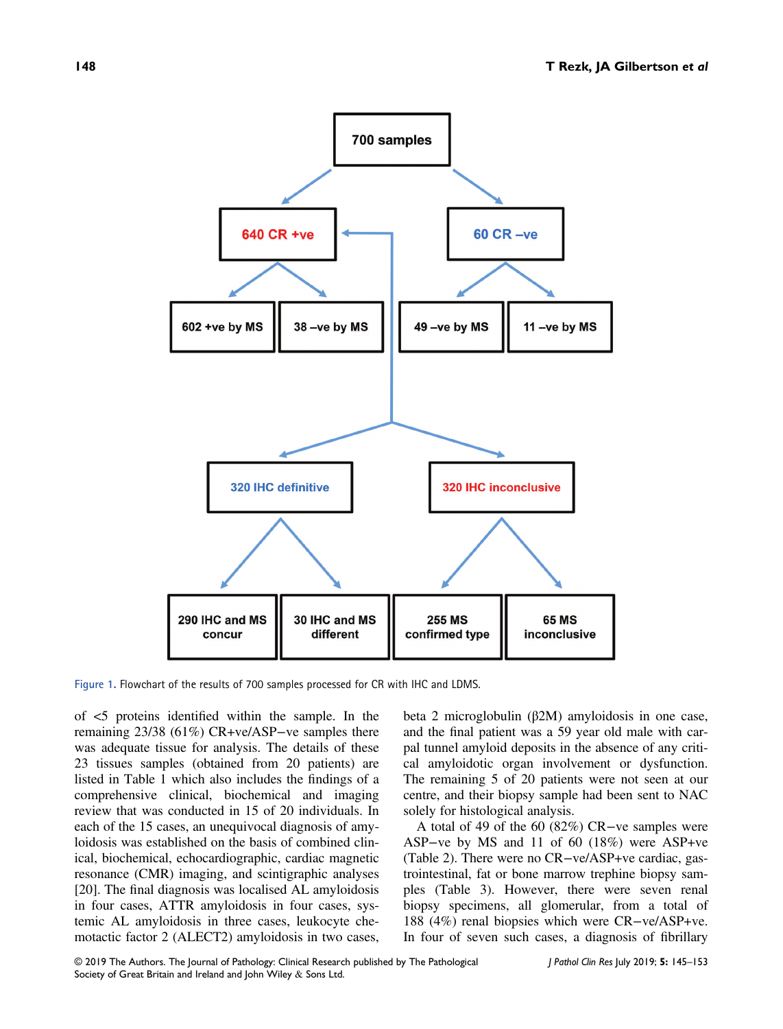700 samples

640 CR +ve

60 CR –ve

602 +ve by MS

38 –ve by MS

49 –ve by MS

11 –ve by MS

320 IHC definitive

320 IHC inconclusive

290 IHC and MS concur

30 IHC and MS different

255 MS confirmed type

65 MS inconclusive

Figure 1. Flowchart of the results of 700 samples processed for CR with IHC and LDMS.

of <5 proteins identified within the sample. In the remaining 23/38 (61%) CR+ve/ASP−ve samples there was adequate tissue for analysis. The details of these 23 tissues samples (obtained from 20 patients) are listed in Table 1 which also includes the findings of a comprehensive clinical, biochemical and imaging review that was conducted in 15 of 20 individuals. In each of the 15 cases, an unequivocal diagnosis of amyloidosis was established on the basis of combined clinical, biochemical, echocardiographic, cardiac magnetic resonance (CMR) imaging, and scintigraphic analyses [20]. The final diagnosis was localised AL amyloidosis in four cases, ATTR amyloidosis in four cases, systemic AL amyloidosis in three cases, leukocyte chemotactic factor 2 (ALECT2) amyloidosis in two cases, beta 2 microglobulin (β2M) amyloidosis in one case, and the final patient was a 59 year old male with carpal tunnel amyloid deposits in the absence of any critical amyloidotic organ involvement or dysfunction. The remaining 5 of 20 patients were not seen at our centre, and their biopsy sample had been sent to NAC solely for histological analysis.

A total of 49 of the 60 (82%) CR−ve samples were ASP−ve by MS and 11 of 60 (18%) were ASP+ve (Table 2). There were no CR−ve/ASP+ve cardiac, gastrointestinal, fat or bone marrow trephine biopsy samples (Table 3). However, there were seven renal biopsy specimens, all glomerular, from a total of 188 (4%) renal biopsies which were CR−ve/ASP+ve. In four of seven such cases, a diagnosis of fibrillary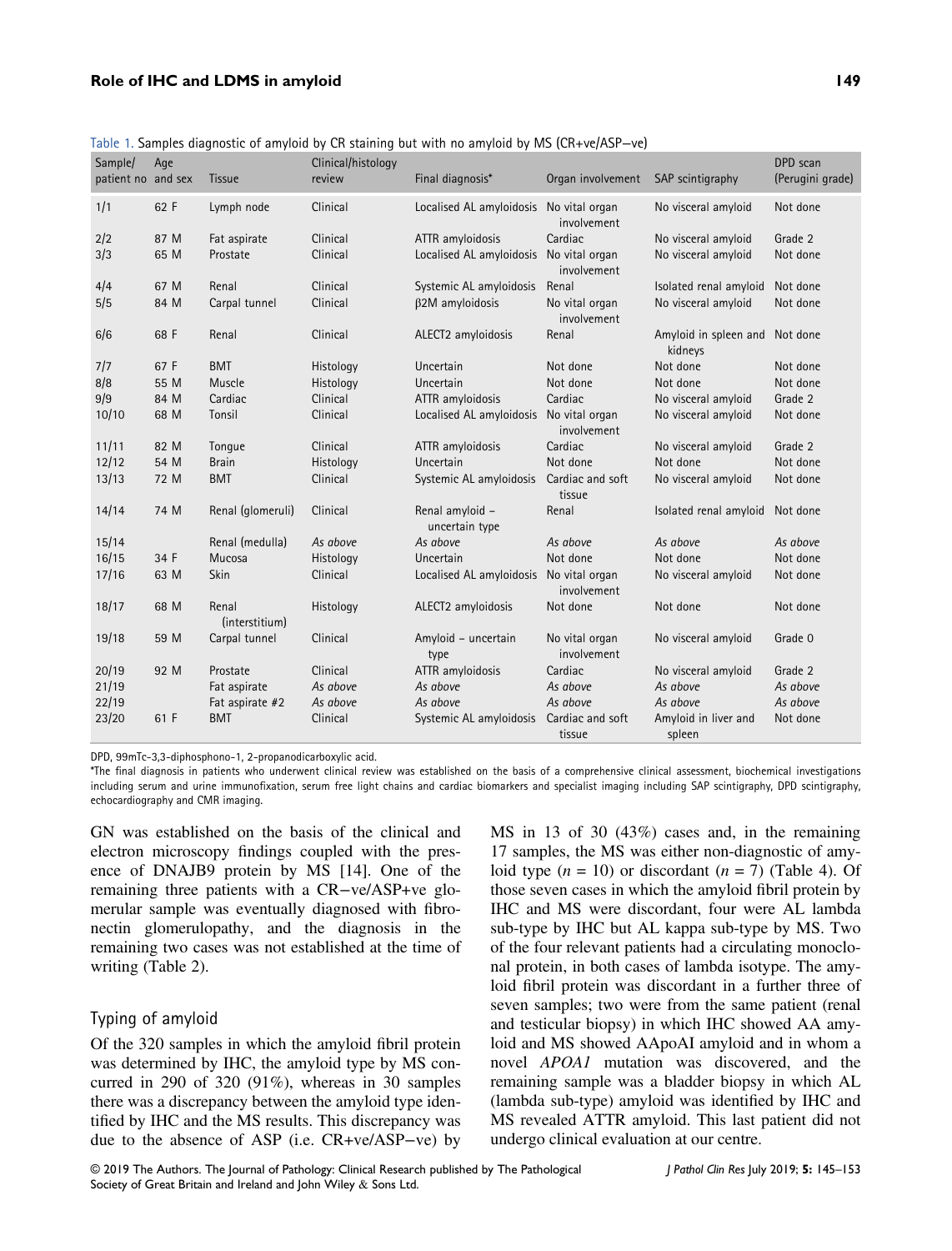Table 1. Samples diagnostic of amyloid by CR staining but with no amyloid by MS (CR+ve/ASP−ve)

| Sample/ patient no | Age and sex | Tissue | Clinical/histology review | Final diagnosis* | Organ involvement | SAP scintigraphy | DPD scan (Perugini grade) |
|---|---|---|---|---|---|---|---|
| 1/1 | 62 F | Lymph node | Clinical | Localised AL amyloidosis | No vital organ involvement | No visceral amyloid | Not done |
| 2/2 | 87 M | Fat aspirate | Clinical | ATTR amyloidosis | Cardiac | No visceral amyloid | Grade 2 |
| 3/3 | 65 M | Prostate | Clinical | Localised AL amyloidosis | No vital organ involvement | No visceral amyloid | Not done |
| 4/4 | 67 M | Renal | Clinical | Systemic AL amyloidosis | Renal | Isolated renal amyloid | Not done |
| 5/5 | 84 M | Carpal tunnel | Clinical | β2M amyloidosis | No vital organ involvement | No visceral amyloid | Not done |
| 6/6 | 68 F | Renal | Clinical | ALECT2 amyloidosis | Renal | Amyloid in spleen and kidneys | Not done |
| 7/7 | 67 F | BMT | Histology | Uncertain | Not done | Not done | Not done |
| 8/8 | 55 M | Muscle | Histology | Uncertain | Not done | Not done | Not done |
| 9/9 | 84 M | Cardiac | Clinical | ATTR amyloidosis | Cardiac | No visceral amyloid | Grade 2 |
| 10/10 | 68 M | Tonsil | Clinical | Localised AL amyloidosis | No vital organ involvement | No visceral amyloid | Not done |
| 11/11 | 82 M | Tongue | Clinical | ATTR amyloidosis | Cardiac | No visceral amyloid | Grade 2 |
| 12/12 | 54 M | Brain | Histology | Uncertain | Not done | Not done | Not done |
| 13/13 | 72 M | BMT | Clinical | Systemic AL amyloidosis | Cardiac and soft tissue | No visceral amyloid | Not done |
| 14/14 | 74 M | Renal (glomeruli) | Clinical | Renal amyloid – uncertain type | Renal | Isolated renal amyloid | Not done |
| 15/14 | | Renal (medulla) | *As above* | *As above* | *As above* | *As above* | *As above* |
| 16/15 | 34 F | Mucosa | Histology | Uncertain | Not done | Not done | Not done |
| 17/16 | 63 M | Skin | Clinical | Localised AL amyloidosis | No vital organ involvement | No visceral amyloid | Not done |
| 18/17 | 68 M | Renal (interstitium) | Histology | ALECT2 amyloidosis | Not done | Not done | Not done |
| 19/18 | 59 M | Carpal tunnel | Clinical | Amyloid – uncertain type | No vital organ involvement | No visceral amyloid | Grade 0 |
| 20/19 | 92 M | Prostate | Clinical | ATTR amyloidosis | Cardiac | No visceral amyloid | Grade 2 |
| 21/19 | | Fat aspirate | *As above* | *As above* | *As above* | *As above* | *As above* |
| 22/19 | | Fat aspirate #2 | *As above* | *As above* | *As above* | *As above* | *As above* |
| 23/20 | 61 F | BMT | Clinical | Systemic AL amyloidosis | Cardiac and soft tissue | Amyloid in liver and spleen | Not done |

DPD, 99mTc-3,3-diphosphono-1, 2-propanodicarboxylic acid.

*The final diagnosis in patients who underwent clinical review was established on the basis of a comprehensive clinical assessment, biochemical investigations including serum and urine immunofixation, serum free light chains and cardiac biomarkers and specialist imaging including SAP scintigraphy, DPD scintigraphy, echocardiography and CMR imaging.

GN was established on the basis of the clinical and electron microscopy findings coupled with the presence of DNAJB9 protein by MS [14]. One of the remaining three patients with a CR−ve/ASP+ve glomerular sample was eventually diagnosed with fibronectin glomerulopathy, and the diagnosis in the remaining two cases was not established at the time of writing (Table 2).

## Typing of amyloid

Of the 320 samples in which the amyloid fibril protein was determined by IHC, the amyloid type by MS concurred in 290 of 320 (91%), whereas in 30 samples there was a discrepancy between the amyloid type identified by IHC and the MS results. This discrepancy was due to the absence of ASP (i.e. CR+ve/ASP−ve) by MS in 13 of 30 (43%) cases and, in the remaining 17 samples, the MS was either non-diagnostic of amyloid type ($n = 10$) or discordant ($n = 7$) (Table 4). Of those seven cases in which the amyloid fibril protein by IHC and MS were discordant, four were AL lambda sub-type by IHC but AL kappa sub-type by MS. Two of the four relevant patients had a circulating monoclonal protein, in both cases of lambda isotype. The amyloid fibril protein was discordant in a further three of seven samples; two were from the same patient (renal and testicular biopsy) in which IHC showed AA amyloid and MS showed AApoAI amyloid and in whom a novel *APOA1* mutation was discovered, and the remaining sample was a bladder biopsy in which AL (lambda sub-type) amyloid was identified by IHC and MS revealed ATTR amyloid. This last patient did not undergo clinical evaluation at our centre.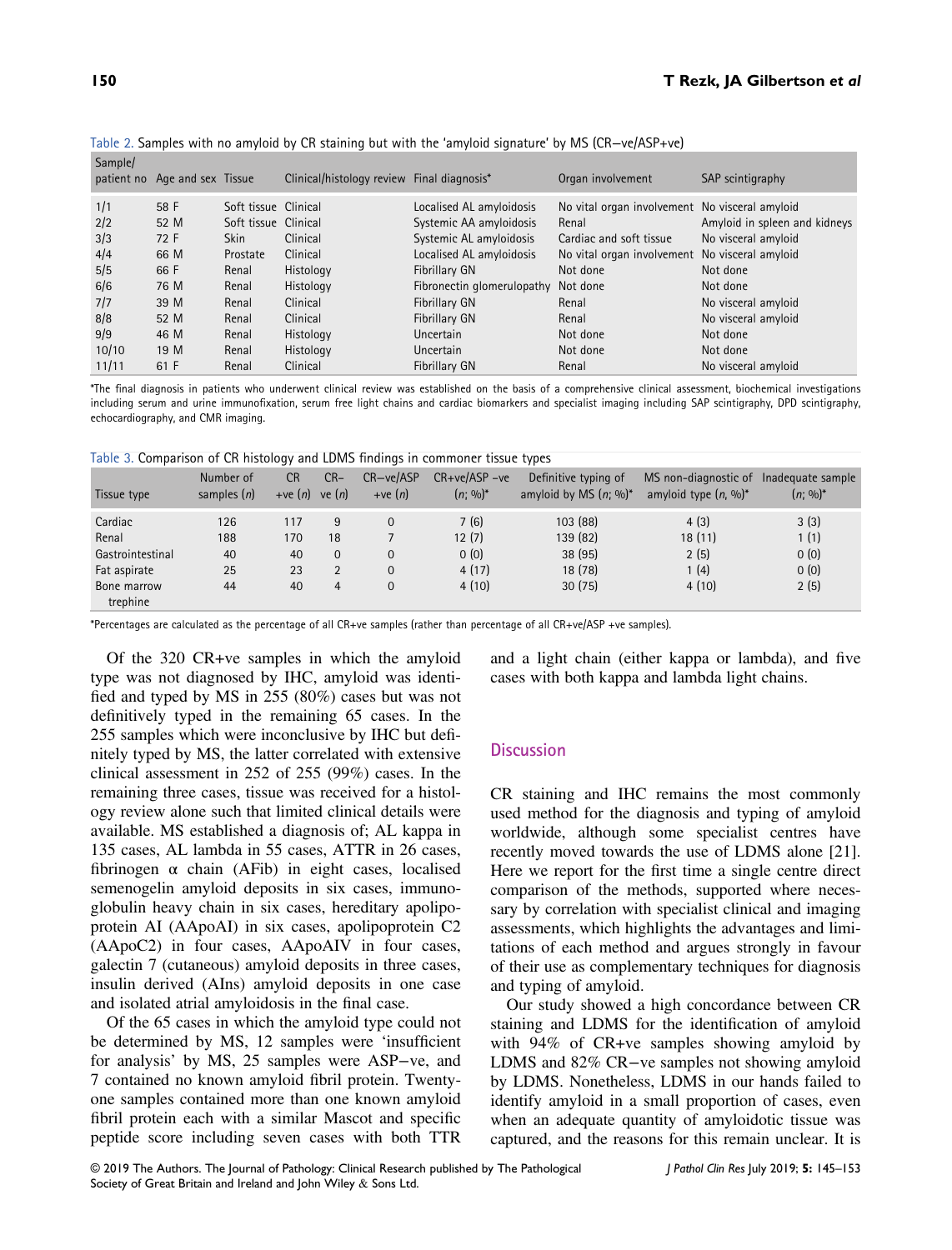Table 2. Samples with no amyloid by CR staining but with the 'amyloid signature' by MS (CR−ve/ASP+ve)

| Sample/ patient no | Age and sex | Tissue | Clinical/histology review | Final diagnosis* | Organ involvement | SAP scintigraphy |
|---|---|---|---|---|---|---|
| 1/1 | 58 F | Soft tissue | Clinical | Localised AL amyloidosis | No vital organ involvement | No visceral amyloid |
| 2/2 | 52 M | Soft tissue | Clinical | Systemic AA amyloidosis | Renal | Amyloid in spleen and kidneys |
| 3/3 | 72 F | Skin | Clinical | Systemic AL amyloidosis | Cardiac and soft tissue | No visceral amyloid |
| 4/4 | 66 M | Prostate | Clinical | Localised AL amyloidosis | No vital organ involvement | No visceral amyloid |
| 5/5 | 66 F | Renal | Histology | Fibrillary GN | Not done | Not done |
| 6/6 | 76 M | Renal | Histology | Fibronectin glomerulopathy | Not done | Not done |
| 7/7 | 39 M | Renal | Clinical | Fibrillary GN | Renal | No visceral amyloid |
| 8/8 | 52 M | Renal | Clinical | Fibrillary GN | Renal | No visceral amyloid |
| 9/9 | 46 M | Renal | Histology | Uncertain | Not done | Not done |
| 10/10 | 19 M | Renal | Histology | Uncertain | Not done | Not done |
| 11/11 | 61 F | Renal | Clinical | Fibrillary GN | Renal | No visceral amyloid |

*The final diagnosis in patients who underwent clinical review was established on the basis of a comprehensive clinical assessment, biochemical investigations including serum and urine immunofixation, serum free light chains and cardiac biomarkers and specialist imaging including SAP scintigraphy, DPD scintigraphy, echocardiography, and CMR imaging.

Table 3. Comparison of CR histology and LDMS findings in commoner tissue types

| Tissue type | Number of samples (n) | CR +ve (n) | CR− ve (n) | CR−ve/ASP +ve (n) | CR+ve/ASP −ve (n; %)* | Definitive typing of amyloid by MS (n; %)* | MS non-diagnostic of amyloid type (n, %)* | Inadequate sample (n; %)* |
|---|---|---|---|---|---|---|---|---|
| Cardiac | 126 | 117 | 9 | 0 | 7 (6) | 103 (88) | 4 (3) | 3 (3) |
| Renal | 188 | 170 | 18 | 7 | 12 (7) | 139 (82) | 18 (11) | 1 (1) |
| Gastrointestinal | 40 | 40 | 0 | 0 | 0 (0) | 38 (95) | 2 (5) | 0 (0) |
| Fat aspirate | 25 | 23 | 2 | 0 | 4 (17) | 18 (78) | 1 (4) | 0 (0) |
| Bone marrow trephine | 44 | 40 | 4 | 0 | 4 (10) | 30 (75) | 4 (10) | 2 (5) |

*Percentages are calculated as the percentage of all CR+ve samples (rather than percentage of all CR+ve/ASP +ve samples).

Of the 320 CR+ve samples in which the amyloid type was not diagnosed by IHC, amyloid was identified and typed by MS in 255 (80%) cases but was not definitively typed in the remaining 65 cases. In the 255 samples which were inconclusive by IHC but definitely typed by MS, the latter correlated with extensive clinical assessment in 252 of 255 (99%) cases. In the remaining three cases, tissue was received for a histology review alone such that limited clinical details were available. MS established a diagnosis of; AL kappa in 135 cases, AL lambda in 55 cases, ATTR in 26 cases, fibrinogen α chain (AFib) in eight cases, localised semenogelin amyloid deposits in six cases, immunoglobulin heavy chain in six cases, hereditary apolipoprotein AI (AApoAI) in six cases, apolipoprotein C2 (AApoC2) in four cases, AApoAIV in four cases, galectin 7 (cutaneous) amyloid deposits in three cases, insulin derived (AIns) amyloid deposits in one case and isolated atrial amyloidosis in the final case.

Of the 65 cases in which the amyloid type could not be determined by MS, 12 samples were 'insufficient for analysis' by MS, 25 samples were ASP−ve, and 7 contained no known amyloid fibril protein. Twenty-one samples contained more than one known amyloid fibril protein each with a similar Mascot and specific peptide score including seven cases with both TTR and a light chain (either kappa or lambda), and five cases with both kappa and lambda light chains.

## Discussion

CR staining and IHC remains the most commonly used method for the diagnosis and typing of amyloid worldwide, although some specialist centres have recently moved towards the use of LDMS alone [21]. Here we report for the first time a single centre direct comparison of the methods, supported where necessary by correlation with specialist clinical and imaging assessments, which highlights the advantages and limitations of each method and argues strongly in favour of their use as complementary techniques for diagnosis and typing of amyloid.

Our study showed a high concordance between CR staining and LDMS for the identification of amyloid with 94% of CR+ve samples showing amyloid by LDMS and 82% CR−ve samples not showing amyloid by LDMS. Nonetheless, LDMS in our hands failed to identify amyloid in a small proportion of cases, even when an adequate quantity of amyloidotic tissue was captured, and the reasons for this remain unclear. It is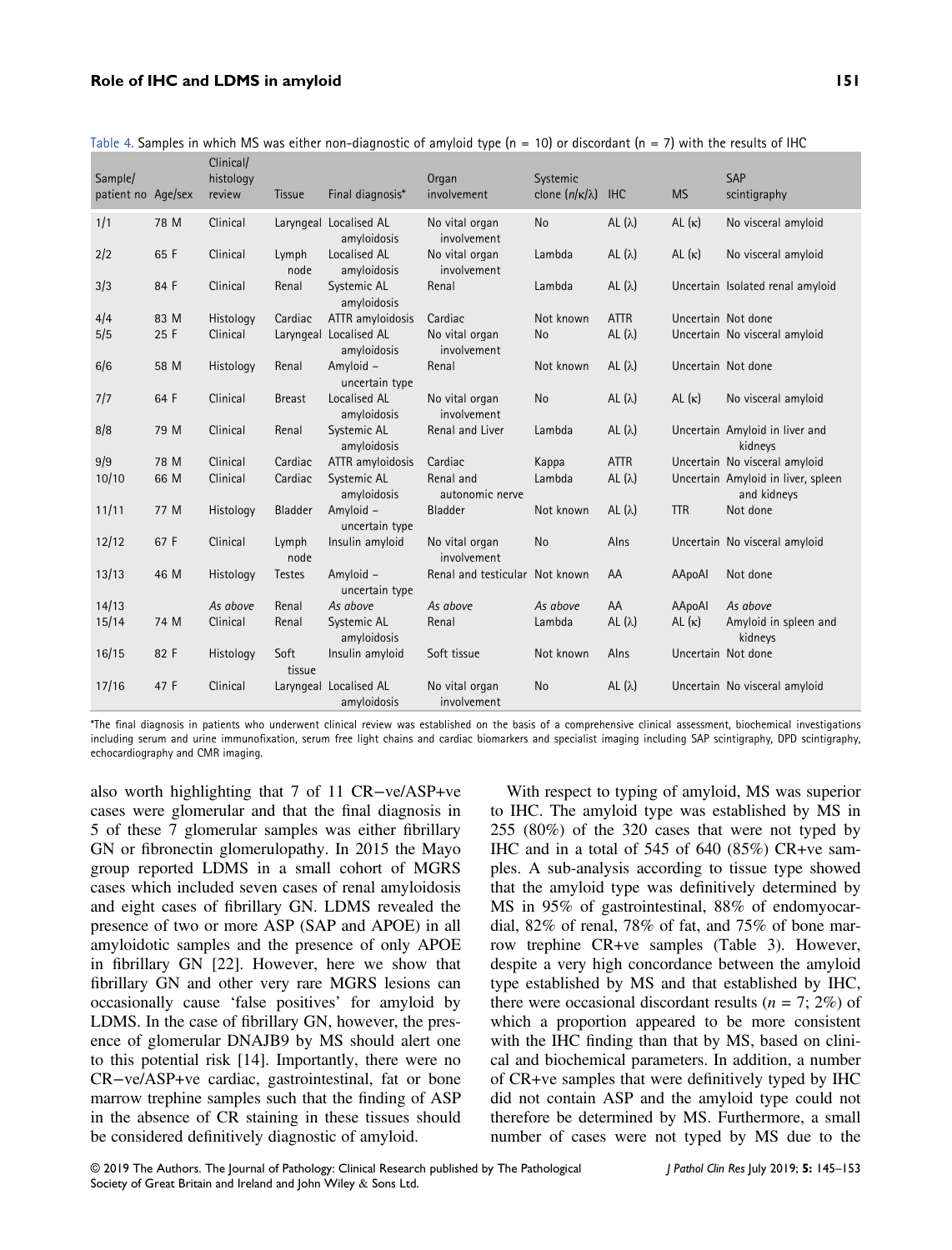Table 4. Samples in which MS was either non-diagnostic of amyloid type (n = 10) or discordant (n = 7) with the results of IHC

| Sample/ patient no | Age/sex | Clinical/ histology review | Tissue | Final diagnosis* | Organ involvement | Systemic clone (n/κ/λ) | IHC | MS | SAP scintigraphy |
|---|---|---|---|---|---|---|---|---|---|
| 1/1 | 78 M | Clinical | Laryngeal | Localised AL amyloidosis | No vital organ involvement | No | AL (λ) | AL (κ) | No visceral amyloid |
| 2/2 | 65 F | Clinical | Lymph node | Localised AL amyloidosis | No vital organ involvement | Lambda | AL (λ) | AL (κ) | No visceral amyloid |
| 3/3 | 84 F | Clinical | Renal | Systemic AL amyloidosis | Renal | Lambda | AL (λ) | Uncertain | Isolated renal amyloid |
| 4/4 | 83 M | Histology | Cardiac | ATTR amyloidosis | Cardiac | Not known | ATTR | Uncertain | Not done |
| 5/5 | 25 F | Clinical | Laryngeal | Localised AL amyloidosis | No vital organ involvement | No | AL (λ) | Uncertain | No visceral amyloid |
| 6/6 | 58 M | Histology | Renal | Amyloid – uncertain type | Renal | Not known | AL (λ) | Uncertain | Not done |
| 7/7 | 64 F | Clinical | Breast | Localised AL amyloidosis | No vital organ involvement | No | AL (λ) | AL (κ) | No visceral amyloid |
| 8/8 | 79 M | Clinical | Renal | Systemic AL amyloidosis | Renal and Liver | Lambda | AL (λ) | Uncertain | Amyloid in liver and kidneys |
| 9/9 | 78 M | Clinical | Cardiac | ATTR amyloidosis | Cardiac | Kappa | ATTR | Uncertain | No visceral amyloid |
| 10/10 | 66 M | Clinical | Cardiac | Systemic AL amyloidosis | Renal and autonomic nerve | Lambda | AL (λ) | Uncertain | Amyloid in liver, spleen and kidneys |
| 11/11 | 77 M | Histology | Bladder | Amyloid – uncertain type | Bladder | Not known | AL (λ) | TTR | Not done |
| 12/12 | 67 F | Clinical | Lymph node | Insulin amyloid | No vital organ involvement | No | AIns | Uncertain | No visceral amyloid |
| 13/13 | 46 M | Histology | Testes | Amyloid – uncertain type | Renal and testicular | Not known | AA | AApoAI | Not done |
| 14/13 | | *As above* | Renal | *As above* | *As above* | *As above* | AA | AApoAI | *As above* |
| 15/14 | 74 M | Clinical | Renal | Systemic AL amyloidosis | Renal | Lambda | AL (λ) | AL (κ) | Amyloid in spleen and kidneys |
| 16/15 | 82 F | Histology | Soft tissue | Insulin amyloid | Soft tissue | Not known | AIns | Uncertain | Not done |
| 17/16 | 47 F | Clinical | Laryngeal | Localised AL amyloidosis | No vital organ involvement | No | AL (λ) | Uncertain | No visceral amyloid |

*The final diagnosis in patients who underwent clinical review was established on the basis of a comprehensive clinical assessment, biochemical investigations including serum and urine immunofixation, serum free light chains and cardiac biomarkers and specialist imaging including SAP scintigraphy, DPD scintigraphy, echocardiography and CMR imaging.

also worth highlighting that 7 of 11 CR−ve/ASP+ve cases were glomerular and that the final diagnosis in 5 of these 7 glomerular samples was either fibrillary GN or fibronectin glomerulopathy. In 2015 the Mayo group reported LDMS in a small cohort of MGRS cases which included seven cases of renal amyloidosis and eight cases of fibrillary GN. LDMS revealed the presence of two or more ASP (SAP and APOE) in all amyloidotic samples and the presence of only APOE in fibrillary GN [22]. However, here we show that fibrillary GN and other very rare MGRS lesions can occasionally cause 'false positives' for amyloid by LDMS. In the case of fibrillary GN, however, the presence of glomerular DNAJB9 by MS should alert one to this potential risk [14]. Importantly, there were no CR−ve/ASP+ve cardiac, gastrointestinal, fat or bone marrow trephine samples such that the finding of ASP in the absence of CR staining in these tissues should be considered definitively diagnostic of amyloid.

With respect to typing of amyloid, MS was superior to IHC. The amyloid type was established by MS in 255 (80%) of the 320 cases that were not typed by IHC and in a total of 545 of 640 (85%) CR+ve samples. A sub-analysis according to tissue type showed that the amyloid type was definitively determined by MS in 95% of gastrointestinal, 88% of endomyocardial, 82% of renal, 78% of fat, and 75% of bone marrow trephine CR+ve samples (Table 3). However, despite a very high concordance between the amyloid type established by MS and that established by IHC, there were occasional discordant results ($n$ = 7; 2%) of which a proportion appeared to be more consistent with the IHC finding than that by MS, based on clinical and biochemical parameters. In addition, a number of CR+ve samples that were definitively typed by IHC did not contain ASP and the amyloid type could not therefore be determined by MS. Furthermore, a small number of cases were not typed by MS due to the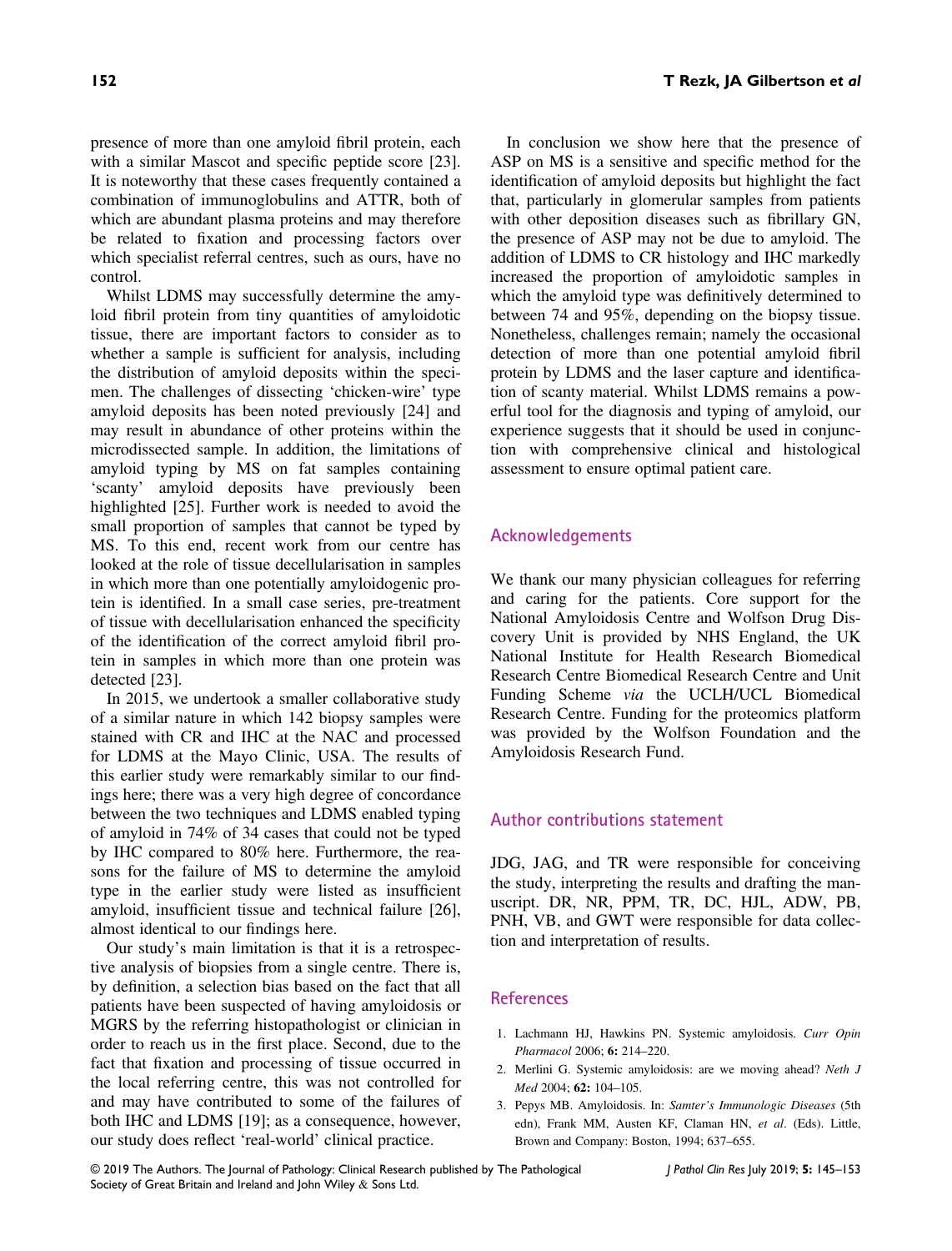presence of more than one amyloid fibril protein, each with a similar Mascot and specific peptide score [23]. It is noteworthy that these cases frequently contained a combination of immunoglobulins and ATTR, both of which are abundant plasma proteins and may therefore be related to fixation and processing factors over which specialist referral centres, such as ours, have no control.

Whilst LDMS may successfully determine the amyloid fibril protein from tiny quantities of amyloidotic tissue, there are important factors to consider as to whether a sample is sufficient for analysis, including the distribution of amyloid deposits within the specimen. The challenges of dissecting 'chicken-wire' type amyloid deposits has been noted previously [24] and may result in abundance of other proteins within the microdissected sample. In addition, the limitations of amyloid typing by MS on fat samples containing 'scanty' amyloid deposits have previously been highlighted [25]. Further work is needed to avoid the small proportion of samples that cannot be typed by MS. To this end, recent work from our centre has looked at the role of tissue decellularisation in samples in which more than one potentially amyloidogenic protein is identified. In a small case series, pre-treatment of tissue with decellularisation enhanced the specificity of the identification of the correct amyloid fibril protein in samples in which more than one protein was detected [23].

In 2015, we undertook a smaller collaborative study of a similar nature in which 142 biopsy samples were stained with CR and IHC at the NAC and processed for LDMS at the Mayo Clinic, USA. The results of this earlier study were remarkably similar to our findings here; there was a very high degree of concordance between the two techniques and LDMS enabled typing of amyloid in 74% of 34 cases that could not be typed by IHC compared to 80% here. Furthermore, the reasons for the failure of MS to determine the amyloid type in the earlier study were listed as insufficient amyloid, insufficient tissue and technical failure [26], almost identical to our findings here.

Our study's main limitation is that it is a retrospective analysis of biopsies from a single centre. There is, by definition, a selection bias based on the fact that all patients have been suspected of having amyloidosis or MGRS by the referring histopathologist or clinician in order to reach us in the first place. Second, due to the fact that fixation and processing of tissue occurred in the local referring centre, this was not controlled for and may have contributed to some of the failures of both IHC and LDMS [19]; as a consequence, however, our study does reflect 'real-world' clinical practice.

In conclusion we show here that the presence of ASP on MS is a sensitive and specific method for the identification of amyloid deposits but highlight the fact that, particularly in glomerular samples from patients with other deposition diseases such as fibrillary GN, the presence of ASP may not be due to amyloid. The addition of LDMS to CR histology and IHC markedly increased the proportion of amyloidotic samples in which the amyloid type was definitively determined to between 74 and 95%, depending on the biopsy tissue. Nonetheless, challenges remain; namely the occasional detection of more than one potential amyloid fibril protein by LDMS and the laser capture and identification of scanty material. Whilst LDMS remains a powerful tool for the diagnosis and typing of amyloid, our experience suggests that it should be used in conjunction with comprehensive clinical and histological assessment to ensure optimal patient care.

## Acknowledgements

We thank our many physician colleagues for referring and caring for the patients. Core support for the National Amyloidosis Centre and Wolfson Drug Discovery Unit is provided by NHS England, the UK National Institute for Health Research Biomedical Research Centre Biomedical Research Centre and Unit Funding Scheme *via* the UCLH/UCL Biomedical Research Centre. Funding for the proteomics platform was provided by the Wolfson Foundation and the Amyloidosis Research Fund.

## Author contributions statement

JDG, JAG, and TR were responsible for conceiving the study, interpreting the results and drafting the manuscript. DR, NR, PPM, TR, DC, HJL, ADW, PB, PNH, VB, and GWT were responsible for data collection and interpretation of results.

## References

1. Lachmann HJ, Hawkins PN. Systemic amyloidosis. *Curr Opin Pharmacol* 2006; **6:** 214–220.
2. Merlini G. Systemic amyloidosis: are we moving ahead? *Neth J Med* 2004; **62:** 104–105.
3. Pepys MB. Amyloidosis. In: *Samter's Immunologic Diseases* (5th edn), Frank MM, Austen KF, Claman HN, *et al*. (Eds). Little, Brown and Company: Boston, 1994; 637–655.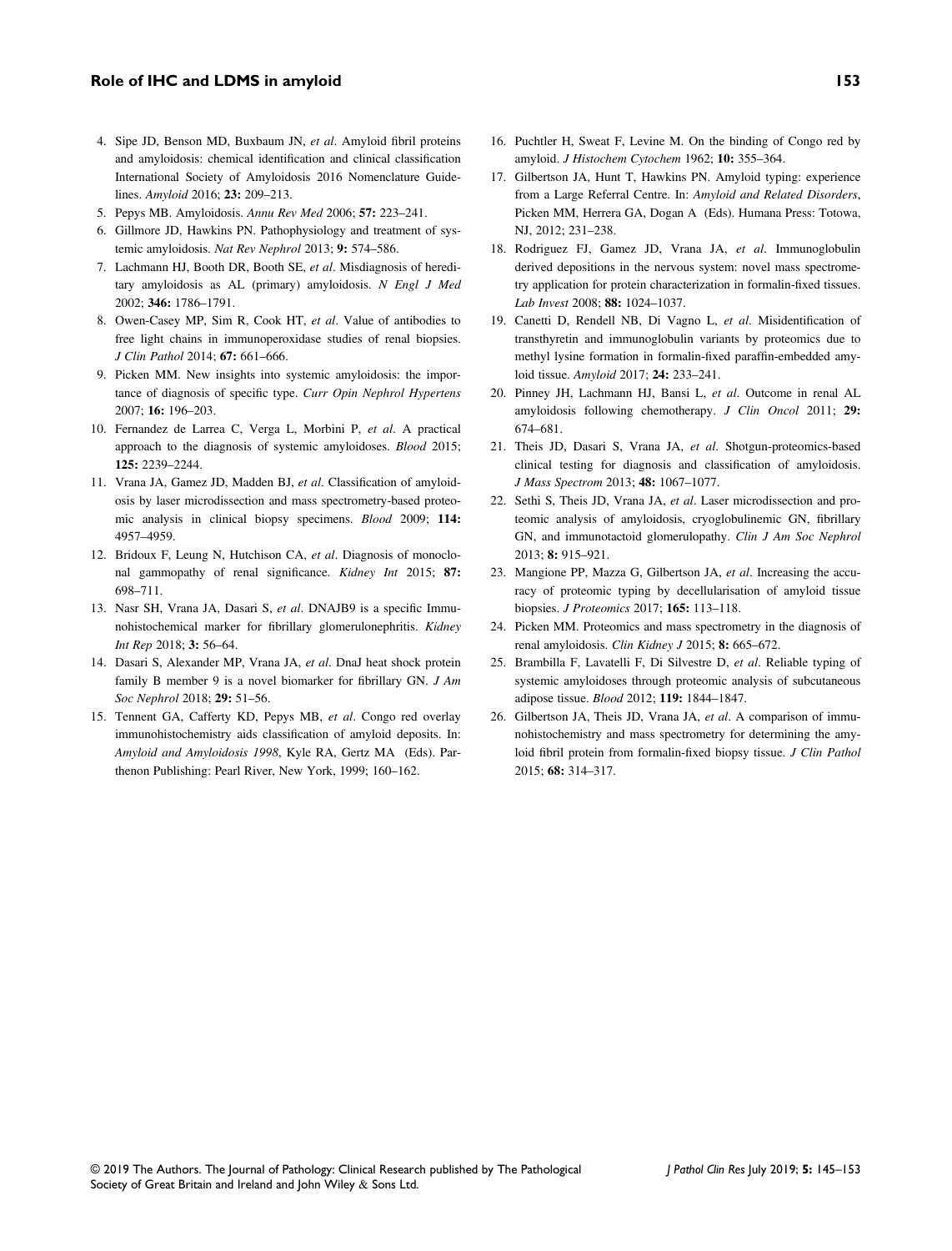4. Sipe JD, Benson MD, Buxbaum JN, *et al*. Amyloid fibril proteins and amyloidosis: chemical identification and clinical classification International Society of Amyloidosis 2016 Nomenclature Guidelines. *Amyloid* 2016; **23:** 209–213.
5. Pepys MB. Amyloidosis. *Annu Rev Med* 2006; **57:** 223–241.
6. Gillmore JD, Hawkins PN. Pathophysiology and treatment of systemic amyloidosis. *Nat Rev Nephrol* 2013; **9:** 574–586.
7. Lachmann HJ, Booth DR, Booth SE, *et al*. Misdiagnosis of hereditary amyloidosis as AL (primary) amyloidosis. *N Engl J Med* 2002; **346:** 1786–1791.
8. Owen-Casey MP, Sim R, Cook HT, *et al*. Value of antibodies to free light chains in immunoperoxidase studies of renal biopsies. *J Clin Pathol* 2014; **67:** 661–666.
9. Picken MM. New insights into systemic amyloidosis: the importance of diagnosis of specific type. *Curr Opin Nephrol Hypertens* 2007; **16:** 196–203.
10. Fernandez de Larrea C, Verga L, Morbini P, *et al*. A practical approach to the diagnosis of systemic amyloidoses. *Blood* 2015; **125:** 2239–2244.
11. Vrana JA, Gamez JD, Madden BJ, *et al*. Classification of amyloidosis by laser microdissection and mass spectrometry-based proteomic analysis in clinical biopsy specimens. *Blood* 2009; **114:** 4957–4959.
12. Bridoux F, Leung N, Hutchison CA, *et al*. Diagnosis of monoclonal gammopathy of renal significance. *Kidney Int* 2015; **87:** 698–711.
13. Nasr SH, Vrana JA, Dasari S, *et al*. DNAJB9 is a specific Immunohistochemical marker for fibrillary glomerulonephritis. *Kidney Int Rep* 2018; **3:** 56–64.
14. Dasari S, Alexander MP, Vrana JA, *et al*. DnaJ heat shock protein family B member 9 is a novel biomarker for fibrillary GN. *J Am Soc Nephrol* 2018; **29:** 51–56.
15. Tennent GA, Cafferty KD, Pepys MB, *et al*. Congo red overlay immunohistochemistry aids classification of amyloid deposits. In: *Amyloid and Amyloidosis 1998*, Kyle RA, Gertz MA (Eds). Parthenon Publishing: Pearl River, New York, 1999; 160–162.
16. Puchtler H, Sweat F, Levine M. On the binding of Congo red by amyloid. *J Histochem Cytochem* 1962; **10:** 355–364.
17. Gilbertson JA, Hunt T, Hawkins PN. Amyloid typing: experience from a Large Referral Centre. In: *Amyloid and Related Disorders*, Picken MM, Herrera GA, Dogan A (Eds). Humana Press: Totowa, NJ, 2012; 231–238.
18. Rodriguez FJ, Gamez JD, Vrana JA, *et al*. Immunoglobulin derived depositions in the nervous system: novel mass spectrometry application for protein characterization in formalin-fixed tissues. *Lab Invest* 2008; **88:** 1024–1037.
19. Canetti D, Rendell NB, Di Vagno L, *et al*. Misidentification of transthyretin and immunoglobulin variants by proteomics due to methyl lysine formation in formalin-fixed paraffin-embedded amyloid tissue. *Amyloid* 2017; **24:** 233–241.
20. Pinney JH, Lachmann HJ, Bansi L, *et al*. Outcome in renal AL amyloidosis following chemotherapy. *J Clin Oncol* 2011; **29:** 674–681.
21. Theis JD, Dasari S, Vrana JA, *et al*. Shotgun-proteomics-based clinical testing for diagnosis and classification of amyloidosis. *J Mass Spectrom* 2013; **48:** 1067–1077.
22. Sethi S, Theis JD, Vrana JA, *et al*. Laser microdissection and proteomic analysis of amyloidosis, cryoglobulinemic GN, fibrillary GN, and immunotactoid glomerulopathy. *Clin J Am Soc Nephrol* 2013; **8:** 915–921.
23. Mangione PP, Mazza G, Gilbertson JA, *et al*. Increasing the accuracy of proteomic typing by decellularisation of amyloid tissue biopsies. *J Proteomics* 2017; **165:** 113–118.
24. Picken MM. Proteomics and mass spectrometry in the diagnosis of renal amyloidosis. *Clin Kidney J* 2015; **8:** 665–672.
25. Brambilla F, Lavatelli F, Di Silvestre D, *et al*. Reliable typing of systemic amyloidoses through proteomic analysis of subcutaneous adipose tissue. *Blood* 2012; **119:** 1844–1847.
26. Gilbertson JA, Theis JD, Vrana JA, *et al*. A comparison of immunohistochemistry and mass spectrometry for determining the amyloid fibril protein from formalin-fixed biopsy tissue. *J Clin Pathol* 2015; **68:** 314–317.